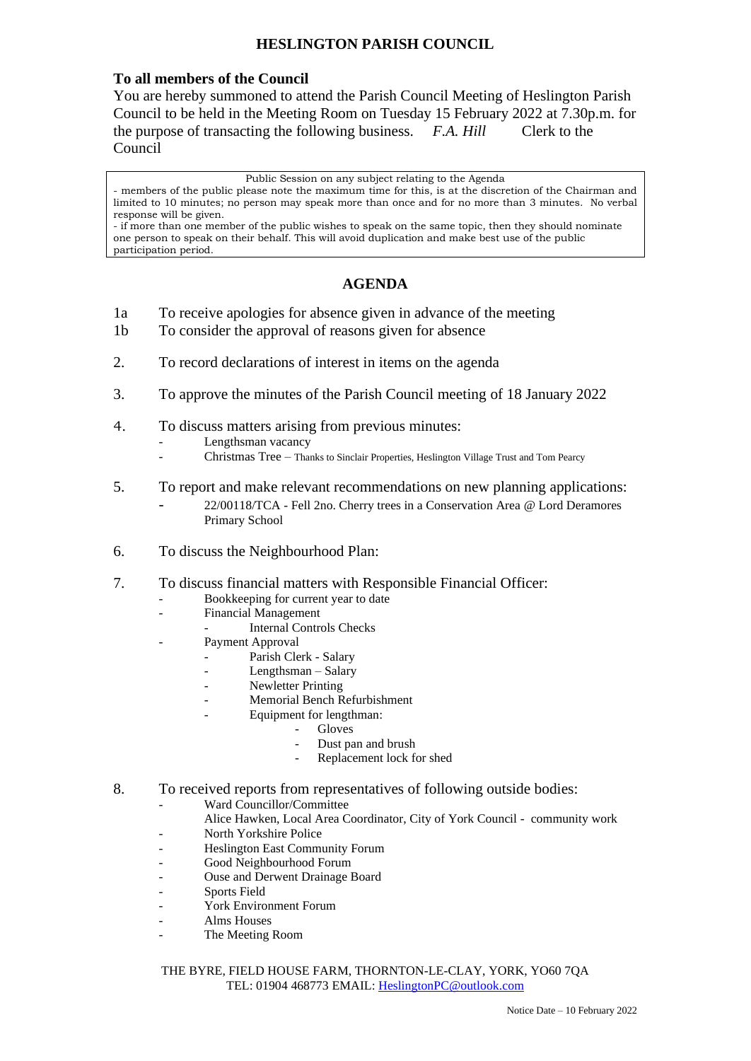# HESLINGTON PARISH COUNCIL

**To all members of the Council**

You are hereby summoned to attend the Parish Council Meeting of Heslington Parish Council to be held in the Meeting Room on Tuesday 15 February 2022 at 7.30p.m. for the purpose of transacting the following business. *F.A. Hill* Clerk to the Council

> Public Session on any subject relating to the Agenda
>
> - members of the public please note the maximum time for this, is at the discretion of the Chairman and limited to 10 minutes; no person may speak more than once and for no more than 3 minutes. No verbal response will be given.
> - if more than one member of the public wishes to speak on the same topic, then they should nominate one person to speak on their behalf. This will avoid duplication and make best use of the public participation period.

## AGENDA

1a To receive apologies for absence given in advance of the meeting

1b To consider the approval of reasons given for absence

2. To record declarations of interest in items on the agenda

3. To approve the minutes of the Parish Council meeting of 18 January 2022

4. To discuss matters arising from previous minutes:
   - Lengthsman vacancy
   - Christmas Tree – Thanks to Sinclair Properties, Heslington Village Trust and Tom Pearcy

5. To report and make relevant recommendations on new planning applications:
   - 22/00118/TCA - Fell 2no. Cherry trees in a Conservation Area @ Lord Deramores Primary School

6. To discuss the Neighbourhood Plan:

7. To discuss financial matters with Responsible Financial Officer:
   - Bookkeeping for current year to date
   - Financial Management
     - Internal Controls Checks
   - Payment Approval
     - Parish Clerk - Salary
     - Lengthsman – Salary
     - Newletter Printing
     - Memorial Bench Refurbishment
     - Equipment for lengthman:
       - Gloves
       - Dust pan and brush
       - Replacement lock for shed

8. To received reports from representatives of following outside bodies:
   - Ward Councillor/Committee
     Alice Hawken, Local Area Coordinator, City of York Council - community work
   - North Yorkshire Police
   - Heslington East Community Forum
   - Good Neighbourhood Forum
   - Ouse and Derwent Drainage Board
   - Sports Field
   - York Environment Forum
   - Alms Houses
   - The Meeting Room

THE BYRE, FIELD HOUSE FARM, THORNTON-LE-CLAY, YORK, YO60 7QA
TEL: 01904 468773 EMAIL: HeslingtonPC@outlook.com

Notice Date – 10 February 2022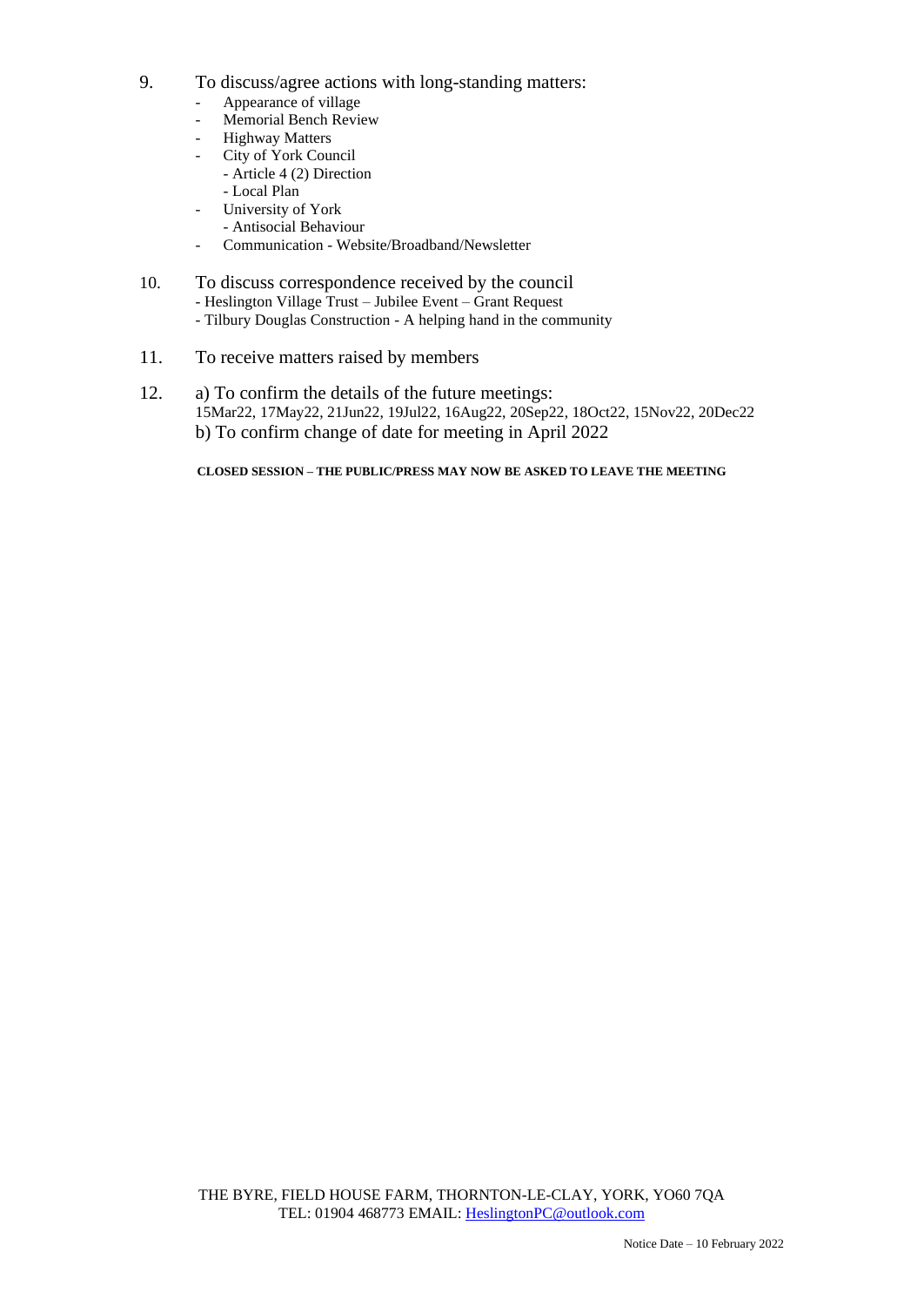9. To discuss/agree actions with long-standing matters:
   - Appearance of village
   - Memorial Bench Review
   - Highway Matters
   - City of York Council
     - Article 4 (2) Direction
     - Local Plan
   - University of York
     - Antisocial Behaviour
   - Communication - Website/Broadband/Newsletter

10. To discuss correspondence received by the council
    - Heslington Village Trust – Jubilee Event – Grant Request
    - Tilbury Douglas Construction - A helping hand in the community

11. To receive matters raised by members

12. a) To confirm the details of the future meetings:
    15Mar22, 17May22, 21Jun22, 19Jul22, 16Aug22, 20Sep22, 18Oct22, 15Nov22, 20Dec22
    b) To confirm change of date for meeting in April 2022

**CLOSED SESSION – THE PUBLIC/PRESS MAY NOW BE ASKED TO LEAVE THE MEETING**

THE BYRE, FIELD HOUSE FARM, THORNTON-LE-CLAY, YORK, YO60 7QA
TEL: 01904 468773 EMAIL: HeslingtonPC@outlook.com

Notice Date – 10 February 2022